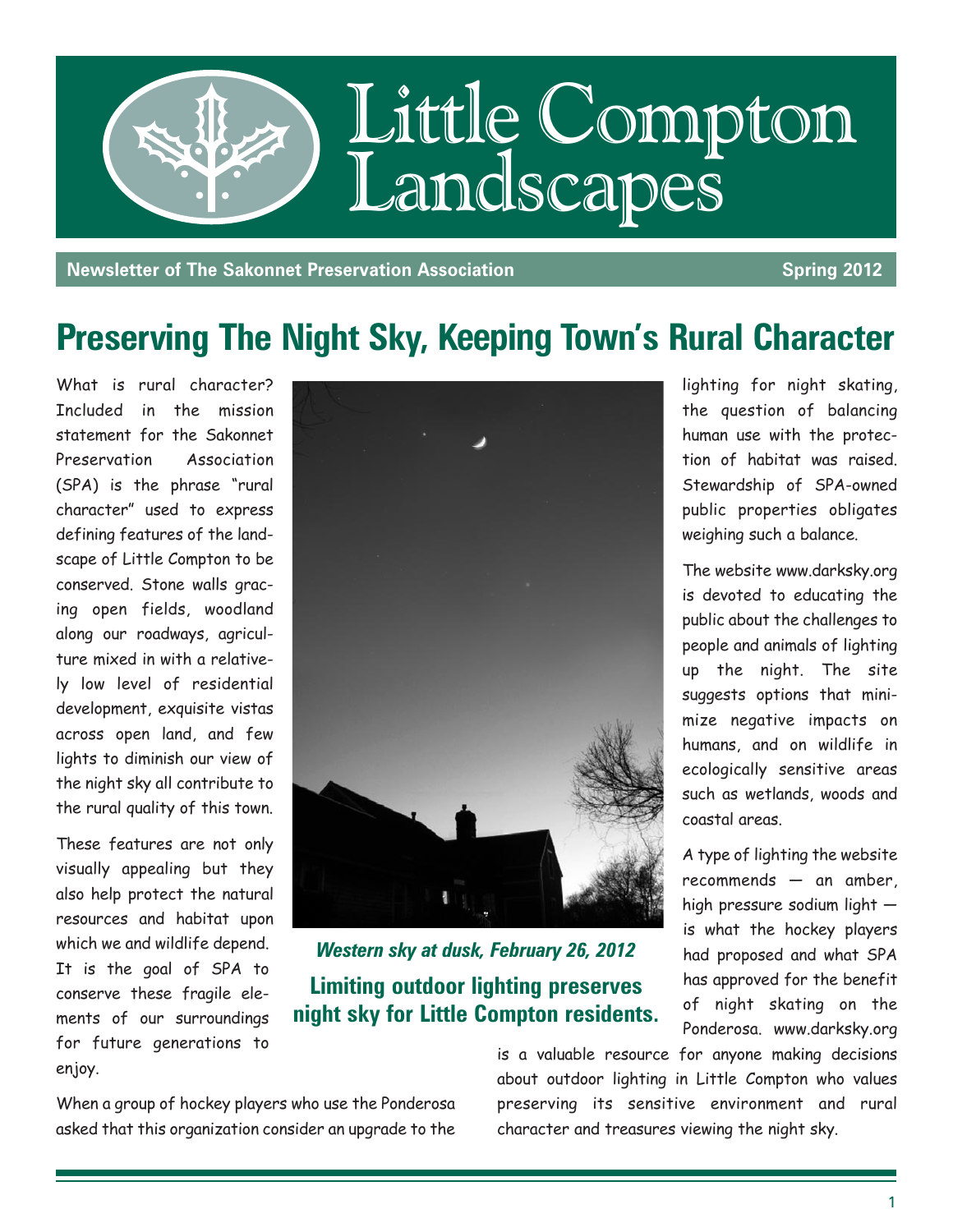# Little Compton Landscapes

**Newsletter of The Sakonnet Preservation Association** | **Spring 2012**

## Preserving The Night Sky, Keeping Town's Rural Character

What is rural character? Included in the mission statement for the Sakonnet Preservation Association (SPA) is the phrase "rural character" used to express defining features of the landscape of Little Compton to be conserved. Stone walls gracing open fields, woodland along our roadways, agriculture mixed in with a relatively low level of residential development, exquisite vistas across open land, and few lights to diminish our view of the night sky all contribute to the rural quality of this town.

These features are not only visually appealing but they also help protect the natural resources and habitat upon which we and wildlife depend. It is the goal of SPA to conserve these fragile elements of our surroundings for future generations to enjoy.

When a group of hockey players who use the Ponderosa asked that this organization consider an upgrade to the lighting for night skating, the question of balancing human use with the protection of habitat was raised. Stewardship of SPA-owned public properties obligates weighing such a balance.

*Western sky at dusk, February 26, 2012*

**Limiting outdoor lighting preserves night sky for Little Compton residents.**

The website www.darksky.org is devoted to educating the public about the challenges to people and animals of lighting up the night. The site suggests options that minimize negative impacts on humans, and on wildlife in ecologically sensitive areas such as wetlands, woods and coastal areas.

A type of lighting the website recommends — an amber, high pressure sodium light — is what the hockey players had proposed and what SPA has approved for the benefit of night skating on the Ponderosa. www.darksky.org is a valuable resource for anyone making decisions about outdoor lighting in Little Compton who values preserving its sensitive environment and rural character and treasures viewing the night sky.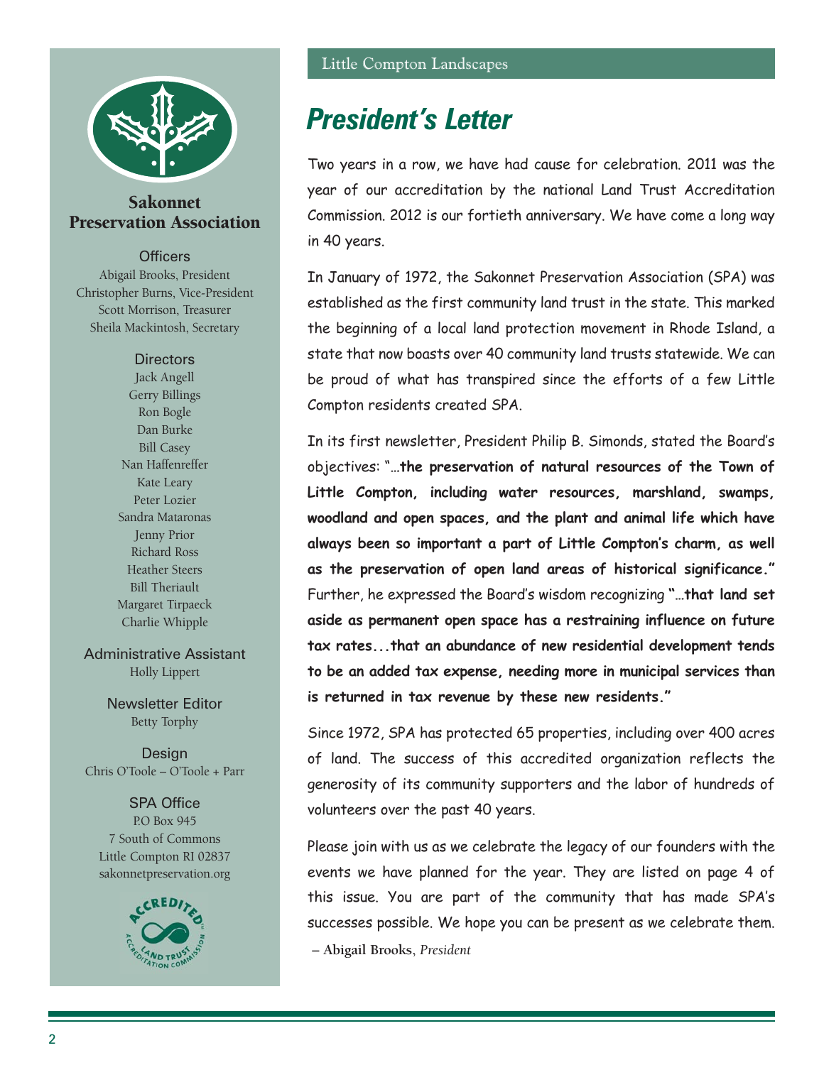# President's Letter

Two years in a row, we have had cause for celebration. 2011 was the year of our accreditation by the national Land Trust Accreditation Commission. 2012 is our fortieth anniversary. We have come a long way in 40 years.

In January of 1972, the Sakonnet Preservation Association (SPA) was established as the first community land trust in the state. This marked the beginning of a local land protection movement in Rhode Island, a state that now boasts over 40 community land trusts statewide. We can be proud of what has transpired since the efforts of a few Little Compton residents created SPA.

In its first newsletter, President Philip B. Simonds, stated the Board's objectives: "**…the preservation of natural resources of the Town of Little Compton, including water resources, marshland, swamps, woodland and open spaces, and the plant and animal life which have always been so important a part of Little Compton's charm, as well as the preservation of open land areas of historical significance.**" Further, he expressed the Board's wisdom recognizing **"…that land set aside as permanent open space has a restraining influence on future tax rates...that an abundance of new residential development tends to be an added tax expense, needing more in municipal services than is returned in tax revenue by these new residents."**

Since 1972, SPA has protected 65 properties, including over 400 acres of land. The success of this accredited organization reflects the generosity of its community supporters and the labor of hundreds of volunteers over the past 40 years.

Please join with us as we celebrate the legacy of our founders with the events we have planned for the year. They are listed on page 4 of this issue. You are part of the community that has made SPA's successes possible. We hope you can be present as we celebrate them.

– **Abigail Brooks**, *President*

---

## Sakonnet Preservation Association

**Officers**

Abigail Brooks, President
Christopher Burns, Vice-President
Scott Morrison, Treasurer
Sheila Mackintosh, Secretary

**Directors**

Jack Angell
Gerry Billings
Ron Bogle
Dan Burke
Bill Casey
Nan Haffenreffer
Kate Leary
Peter Lozier
Sandra Mataronas
Jenny Prior
Richard Ross
Heather Steers
Bill Theriault
Margaret Tirpaeck
Charlie Whipple

**Administrative Assistant**

Holly Lippert

**Newsletter Editor**

Betty Torphy

**Design**

Chris O'Toole – O'Toole + Parr

**SPA Office**

P.O Box 945
7 South of Commons
Little Compton RI 02837
sakonnetpreservation.org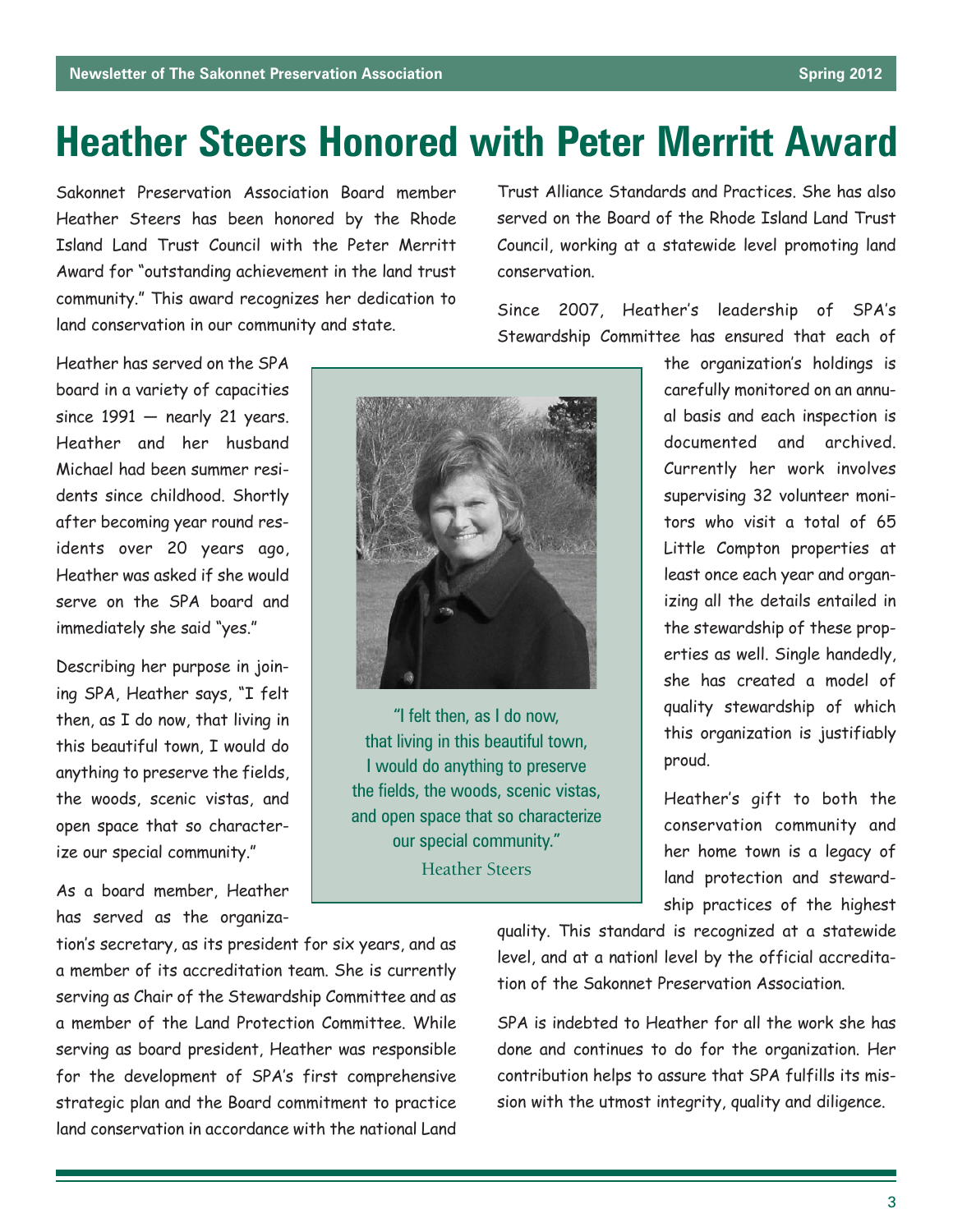# Heather Steers Honored with Peter Merritt Award

Sakonnet Preservation Association Board member Heather Steers has been honored by the Rhode Island Land Trust Council with the Peter Merritt Award for "outstanding achievement in the land trust community." This award recognizes her dedication to land conservation in our community and state.

Heather has served on the SPA board in a variety of capacities since 1991 — nearly 21 years. Heather and her husband Michael had been summer residents since childhood. Shortly after becoming year round residents over 20 years ago, Heather was asked if she would serve on the SPA board and immediately she said "yes."

Describing her purpose in joining SPA, Heather says, "I felt then, as I do now, that living in this beautiful town, I would do anything to preserve the fields, the woods, scenic vistas, and open space that so characterize our special community."

As a board member, Heather has served as the organization's secretary, as its president for six years, and as a member of its accreditation team. She is currently serving as Chair of the Stewardship Committee and as a member of the Land Protection Committee. While serving as board president, Heather was responsible for the development of SPA's first comprehensive strategic plan and the Board commitment to practice land conservation in accordance with the national Land Trust Alliance Standards and Practices. She has also served on the Board of the Rhode Island Land Trust Council, working at a statewide level promoting land conservation.

"I felt then, as I do now, that living in this beautiful town, I would do anything to preserve the fields, the woods, scenic vistas, and open space that so characterize our special community."
Heather Steers

Since 2007, Heather's leadership of SPA's Stewardship Committee has ensured that each of the organization's holdings is carefully monitored on an annual basis and each inspection is documented and archived. Currently her work involves supervising 32 volunteer monitors who visit a total of 65 Little Compton properties at least once each year and organizing all the details entailed in the stewardship of these properties as well. Single handedly, she has created a model of quality stewardship of which this organization is justifiably proud.

Heather's gift to both the conservation community and her home town is a legacy of land protection and stewardship practices of the highest quality. This standard is recognized at a statewide level, and at a nationl level by the official accreditation of the Sakonnet Preservation Association.

SPA is indebted to Heather for all the work she has done and continues to do for the organization. Her contribution helps to assure that SPA fulfills its mission with the utmost integrity, quality and diligence.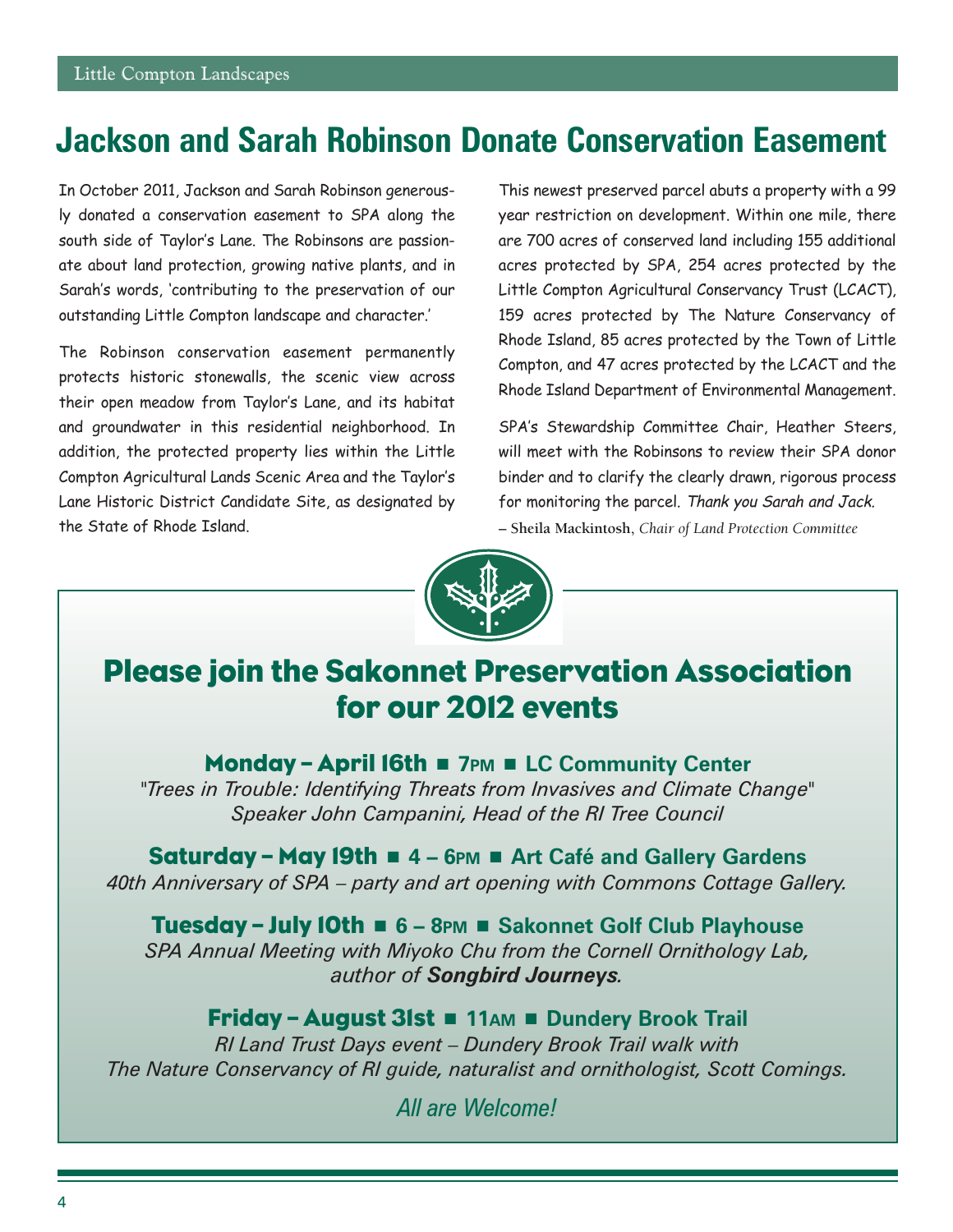# Jackson and Sarah Robinson Donate Conservation Easement

In October 2011, Jackson and Sarah Robinson generously donated a conservation easement to SPA along the south side of Taylor's Lane. The Robinsons are passionate about land protection, growing native plants, and in Sarah's words, 'contributing to the preservation of our outstanding Little Compton landscape and character.'

The Robinson conservation easement permanently protects historic stonewalls, the scenic view across their open meadow from Taylor's Lane, and its habitat and groundwater in this residential neighborhood. In addition, the protected property lies within the Little Compton Agricultural Lands Scenic Area and the Taylor's Lane Historic District Candidate Site, as designated by the State of Rhode Island.

This newest preserved parcel abuts a property with a 99 year restriction on development. Within one mile, there are 700 acres of conserved land including 155 additional acres protected by SPA, 254 acres protected by the Little Compton Agricultural Conservancy Trust (LCACT), 159 acres protected by The Nature Conservancy of Rhode Island, 85 acres protected by the Town of Little Compton, and 47 acres protected by the LCACT and the Rhode Island Department of Environmental Management.

SPA's Stewardship Committee Chair, Heather Steers, will meet with the Robinsons to review their SPA donor binder and to clarify the clearly drawn, rigorous process for monitoring the parcel. *Thank you Sarah and Jack.*

– **Sheila Mackintosh**, *Chair of Land Protection Committee*

## Please join the Sakonnet Preservation Association for our 2012 events

**Monday – April 16th ■ 7PM ■ LC Community Center**
*"Trees in Trouble: Identifying Threats from Invasives and Climate Change"*
*Speaker John Campanini, Head of the RI Tree Council*

**Saturday – May 19th ■ 4 – 6PM ■ Art Café and Gallery Gardens**
*40th Anniversary of SPA – party and art opening with Commons Cottage Gallery.*

**Tuesday – July 10th ■ 6 – 8PM ■ Sakonnet Golf Club Playhouse**
*SPA Annual Meeting with Miyoko Chu from the Cornell Ornithology Lab, author of* ***Songbird Journeys****.*

**Friday – August 31st ■ 11AM ■ Dundery Brook Trail**
*RI Land Trust Days event – Dundery Brook Trail walk with The Nature Conservancy of RI guide, naturalist and ornithologist, Scott Comings.*

*All are Welcome!*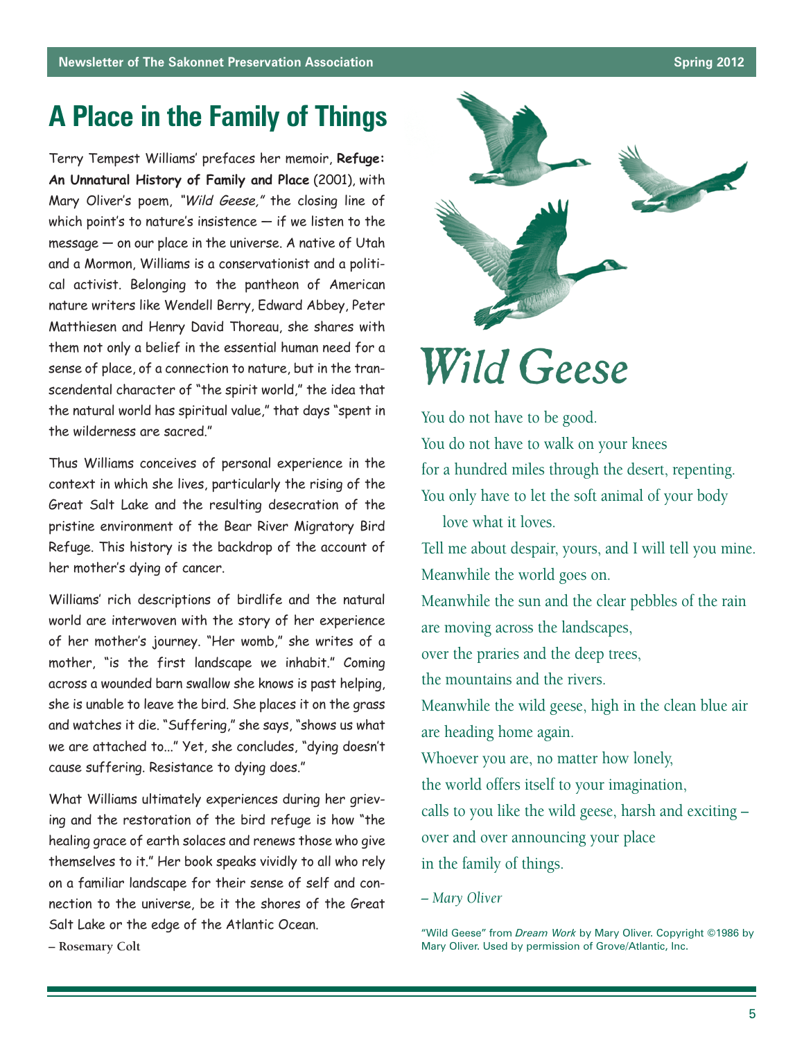# A Place in the Family of Things

Terry Tempest Williams' prefaces her memoir, **Refuge: An Unnatural History of Family and Place** (2001), with Mary Oliver's poem, *"Wild Geese,"* the closing line of which point's to nature's insistence — if we listen to the message — on our place in the universe. A native of Utah and a Mormon, Williams is a conservationist and a political activist. Belonging to the pantheon of American nature writers like Wendell Berry, Edward Abbey, Peter Matthiesen and Henry David Thoreau, she shares with them not only a belief in the essential human need for a sense of place, of a connection to nature, but in the transcendental character of "the spirit world," the idea that the natural world has spiritual value," that days "spent in the wilderness are sacred."

Thus Williams conceives of personal experience in the context in which she lives, particularly the rising of the Great Salt Lake and the resulting desecration of the pristine environment of the Bear River Migratory Bird Refuge. This history is the backdrop of the account of her mother's dying of cancer.

Williams' rich descriptions of birdlife and the natural world are interwoven with the story of her experience of her mother's journey. "Her womb," she writes of a mother, "is the first landscape we inhabit." Coming across a wounded barn swallow she knows is past helping, she is unable to leave the bird. She places it on the grass and watches it die. "Suffering," she says, "shows us what we are attached to..." Yet, she concludes, "dying doesn't cause suffering. Resistance to dying does."

What Williams ultimately experiences during her grieving and the restoration of the bird refuge is how "the healing grace of earth solaces and renews those who give themselves to it." Her book speaks vividly to all who rely on a familiar landscape for their sense of self and connection to the universe, be it the shores of the Great Salt Lake or the edge of the Atlantic Ocean.

– Rosemary Colt

## *Wild Geese*

You do not have to be good.
You do not have to walk on your knees
for a hundred miles through the desert, repenting.
You only have to let the soft animal of your body
  love what it loves.
Tell me about despair, yours, and I will tell you mine.
Meanwhile the world goes on.
Meanwhile the sun and the clear pebbles of the rain
are moving across the landscapes,
over the praries and the deep trees,
the mountains and the rivers.
Meanwhile the wild geese, high in the clean blue air
are heading home again.
Whoever you are, no matter how lonely,
the world offers itself to your imagination,
calls to you like the wild geese, harsh and exciting –
over and over announcing your place
in the family of things.

*– Mary Oliver*

"Wild Geese" from *Dream Work* by Mary Oliver. Copyright ©1986 by Mary Oliver. Used by permission of Grove/Atlantic, Inc.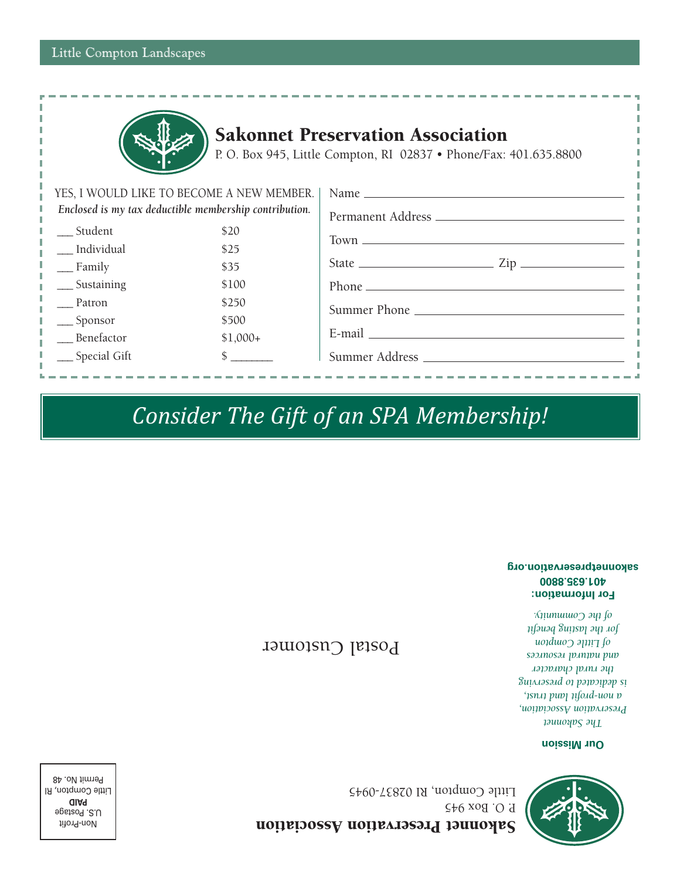## Sakonnet Preservation Association

P. O. Box 945, Little Compton, RI 02837 • Phone/Fax: 401.635.8800

YES, I WOULD LIKE TO BECOME A NEW MEMBER.

*Enclosed is my tax deductible membership contribution.*

| | |
|---|---|
| ___ Student | $20 |
| ___ Individual | $25 |
| ___ Family | $35 |
| ___ Sustaining | $100 |
| ___ Patron | $250 |
| ___ Sponsor | $500 |
| ___ Benefactor | $1,000+ |
| ___ Special Gift | $ _______ |

Name ______________________________

Permanent Address ______________________________

Town ______________________________

State ______________ Zip ______________

Phone ______________________________

Summer Phone ______________________________

E-mail ______________________________

Summer Address ______________________________

## *Consider The Gift of an SPA Membership!*

**For Information:**
**401.635.8800**
**sakonnetpreservation.org**

**Our Mission**

*The Sakonnet Preservation Association, a non-profit land trust, is dedicated to preserving the rural character and natural resources of Little Compton for the lasting benefit of the Community.*

Postal Customer

**Sakonnet Preservation Association**
P. O. Box 945
Little Compton, RI 02837-0945

Non-Profit
U.S. Postage
**PAID**
Little Compton, RI
Permit No. 48